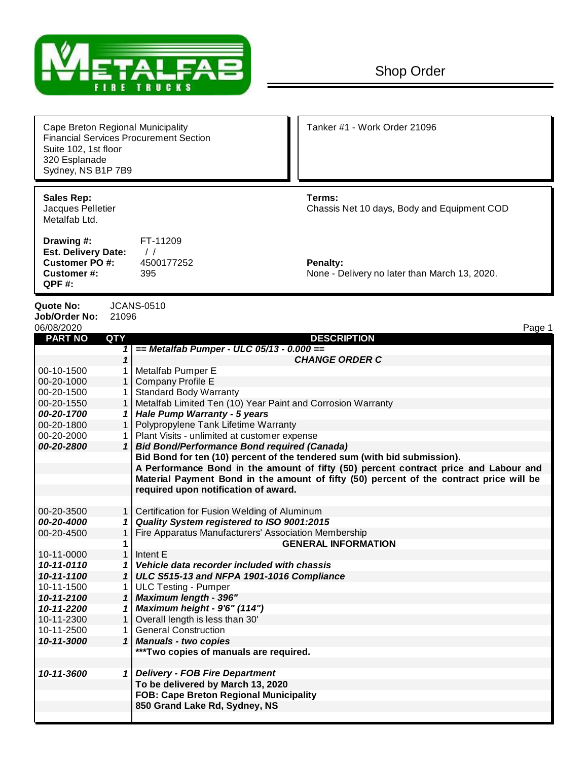# Shop Order

Cape Breton Regional Municipality
Financial Services Procurement Section
Suite 102, 1st floor
320 Esplanade
Sydney, NS B1P 7B9

Tanker #1 - Work Order 21096

**Sales Rep:**
Jacques Pelletier
Metalfab Ltd.

**Terms:**
Chassis Net 10 days, Body and Equipment COD

**Drawing #:** FT-11209
**Est. Delivery Date:** / /
**Customer PO #:** 4500177252
**Customer #:** 395
**QPF #:**

**Penalty:**
None - Delivery no later than March 13, 2020.

**Quote No:** JCANS-0510
**Job/Order No:** 21096
06/08/2020

| PART NO | QTY | DESCRIPTION |
|---|---|---|
| | ***1*** | ***== Metalfab Pumper - ULC 05/13 - 0.000 ==*** |
| | ***1*** | ***CHANGE ORDER C*** |
| 00-10-1500 | 1 | Metalfab Pumper E |
| 00-20-1000 | 1 | Company Profile E |
| 00-20-1500 | 1 | Standard Body Warranty |
| 00-20-1550 | 1 | Metalfab Limited Ten (10) Year Paint and Corrosion Warranty |
| ***00-20-1700*** | ***1*** | ***Hale Pump Warranty - 5 years*** |
| 00-20-1800 | 1 | Polypropylene Tank Lifetime Warranty |
| 00-20-2000 | 1 | Plant Visits - unlimited at customer expense |
| ***00-20-2800*** | ***1*** | ***Bid Bond/Performance Bond required (Canada)*** |
| | | **Bid Bond for ten (10) percent of the tendered sum (with bid submission).** |
| | | **A Performance Bond in the amount of fifty (50) percent contract price and Labour and Material Payment Bond in the amount of fifty (50) percent of the contract price will be required upon notification of award.** |
| 00-20-3500 | 1 | Certification for Fusion Welding of Aluminum |
| ***00-20-4000*** | ***1*** | ***Quality System registered to ISO 9001:2015*** |
| 00-20-4500 | 1 | Fire Apparatus Manufacturers' Association Membership |
| | **1** | **GENERAL INFORMATION** |
| 10-11-0000 | 1 | Intent E |
| ***10-11-0110*** | ***1*** | ***Vehicle data recorder included with chassis*** |
| ***10-11-1100*** | ***1*** | ***ULC S515-13 and NFPA 1901-1016 Compliance*** |
| 10-11-1500 | 1 | ULC Testing - Pumper |
| ***10-11-2100*** | ***1*** | ***Maximum length - 396"*** |
| ***10-11-2200*** | ***1*** | ***Maximum height - 9'6" (114")*** |
| 10-11-2300 | 1 | Overall length is less than 30' |
| 10-11-2500 | 1 | General Construction |
| ***10-11-3000*** | ***1*** | ***Manuals - two copies*** |
| | | **\*\*\*Two copies of manuals are required.** |
| ***10-11-3600*** | ***1*** | ***Delivery - FOB Fire Department*** |
| | | **To be delivered by March 13, 2020** |
| | | **FOB: Cape Breton Regional Municipality** |
| | | **850 Grand Lake Rd, Sydney, NS** |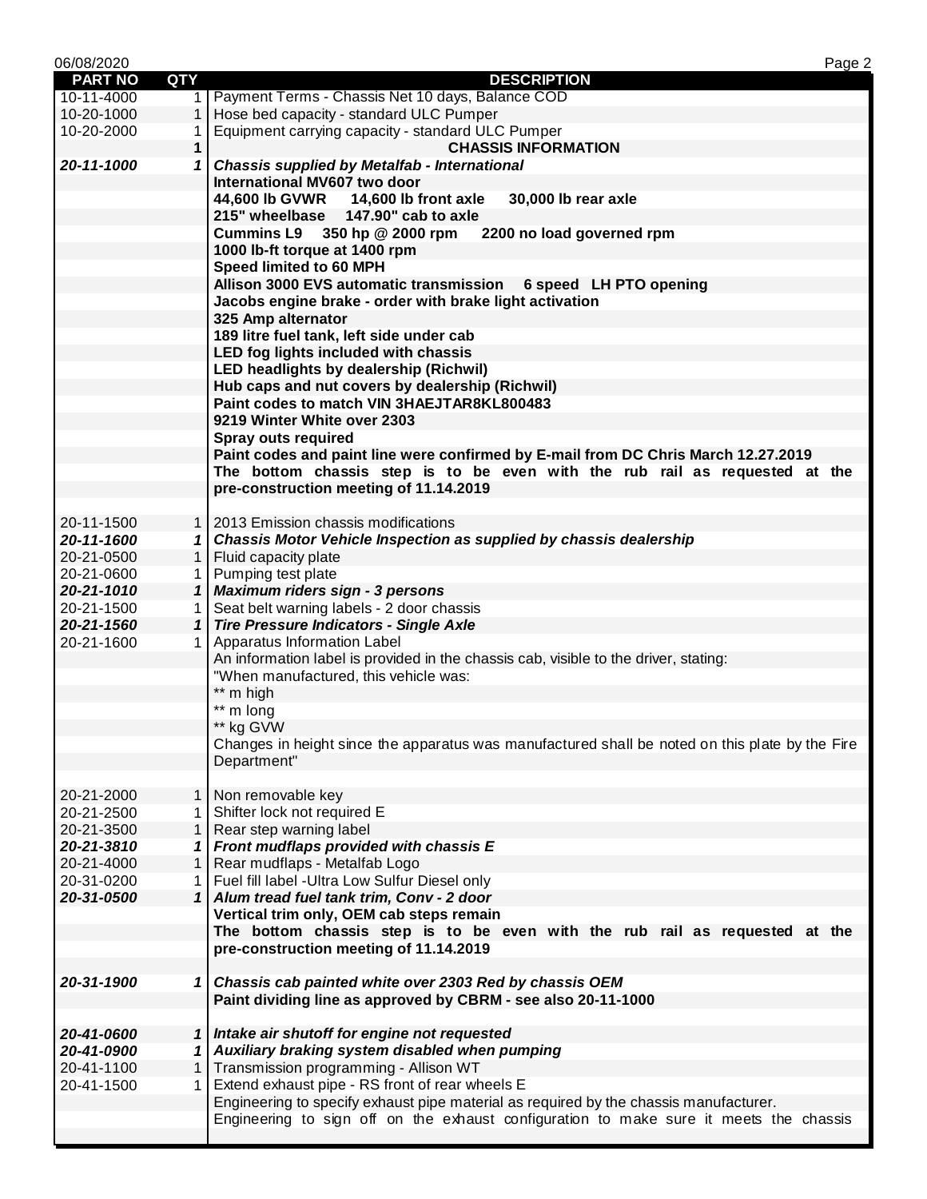06/08/2020

| PART NO | QTY | DESCRIPTION |
|---|---|---|
| 10-11-4000 | 1 | Payment Terms - Chassis Net 10 days, Balance COD |
| 10-20-1000 | 1 | Hose bed capacity - standard ULC Pumper |
| 10-20-2000 | 1 | Equipment carrying capacity - standard ULC Pumper |
| | **1** | **CHASSIS INFORMATION** |
| ***20-11-1000*** | ***1*** | ***Chassis supplied by Metalfab - International*** |
| | | **International MV607 two door** |
| | | **44,600 lb GVWR 14,600 lb front axle 30,000 lb rear axle** |
| | | **215" wheelbase 147.90" cab to axle** |
| | | **Cummins L9 350 hp @ 2000 rpm 2200 no load governed rpm** |
| | | **1000 lb-ft torque at 1400 rpm** |
| | | **Speed limited to 60 MPH** |
| | | **Allison 3000 EVS automatic transmission 6 speed LH PTO opening** |
| | | **Jacobs engine brake - order with brake light activation** |
| | | **325 Amp alternator** |
| | | **189 litre fuel tank, left side under cab** |
| | | **LED fog lights included with chassis** |
| | | **LED headlights by dealership (Richwil)** |
| | | **Hub caps and nut covers by dealership (Richwil)** |
| | | **Paint codes to match VIN 3HAEJTAR8KL800483** |
| | | **9219 Winter White over 2303** |
| | | **Spray outs required** |
| | | **Paint codes and paint line were confirmed by E-mail from DC Chris March 12.27.2019** |
| | | **The bottom chassis step is to be even with the rub rail as requested at the pre-construction meeting of 11.14.2019** |
| | | |
| 20-11-1500 | 1 | 2013 Emission chassis modifications |
| ***20-11-1600*** | ***1*** | ***Chassis Motor Vehicle Inspection as supplied by chassis dealership*** |
| 20-21-0500 | 1 | Fluid capacity plate |
| 20-21-0600 | 1 | Pumping test plate |
| ***20-21-1010*** | ***1*** | ***Maximum riders sign - 3 persons*** |
| 20-21-1500 | 1 | Seat belt warning labels - 2 door chassis |
| ***20-21-1560*** | ***1*** | ***Tire Pressure Indicators - Single Axle*** |
| 20-21-1600 | 1 | Apparatus Information Label |
| | | An information label is provided in the chassis cab, visible to the driver, stating: |
| | | "When manufactured, this vehicle was: |
| | | ** m high |
| | | ** m long |
| | | ** kg GVW |
| | | Changes in height since the apparatus was manufactured shall be noted on this plate by the Fire Department" |
| | | |
| 20-21-2000 | 1 | Non removable key |
| 20-21-2500 | 1 | Shifter lock not required E |
| 20-21-3500 | 1 | Rear step warning label |
| ***20-21-3810*** | ***1*** | ***Front mudflaps provided with chassis E*** |
| 20-21-4000 | 1 | Rear mudflaps - Metalfab Logo |
| 20-31-0200 | 1 | Fuel fill label -Ultra Low Sulfur Diesel only |
| ***20-31-0500*** | ***1*** | ***Alum tread fuel tank trim, Conv - 2 door*** |
| | | **Vertical trim only, OEM cab steps remain** |
| | | **The bottom chassis step is to be even with the rub rail as requested at the pre-construction meeting of 11.14.2019** |
| | | |
| ***20-31-1900*** | ***1*** | ***Chassis cab painted white over 2303 Red by chassis OEM*** |
| | | **Paint dividing line as approved by CBRM - see also 20-11-1000** |
| | | |
| ***20-41-0600*** | ***1*** | ***Intake air shutoff for engine not requested*** |
| ***20-41-0900*** | ***1*** | ***Auxiliary braking system disabled when pumping*** |
| 20-41-1100 | 1 | Transmission programming - Allison WT |
| 20-41-1500 | 1 | Extend exhaust pipe - RS front of rear wheels E |
| | | Engineering to specify exhaust pipe material as required by the chassis manufacturer. |
| | | Engineering to sign off on the exhaust configuration to make sure it meets the chassis |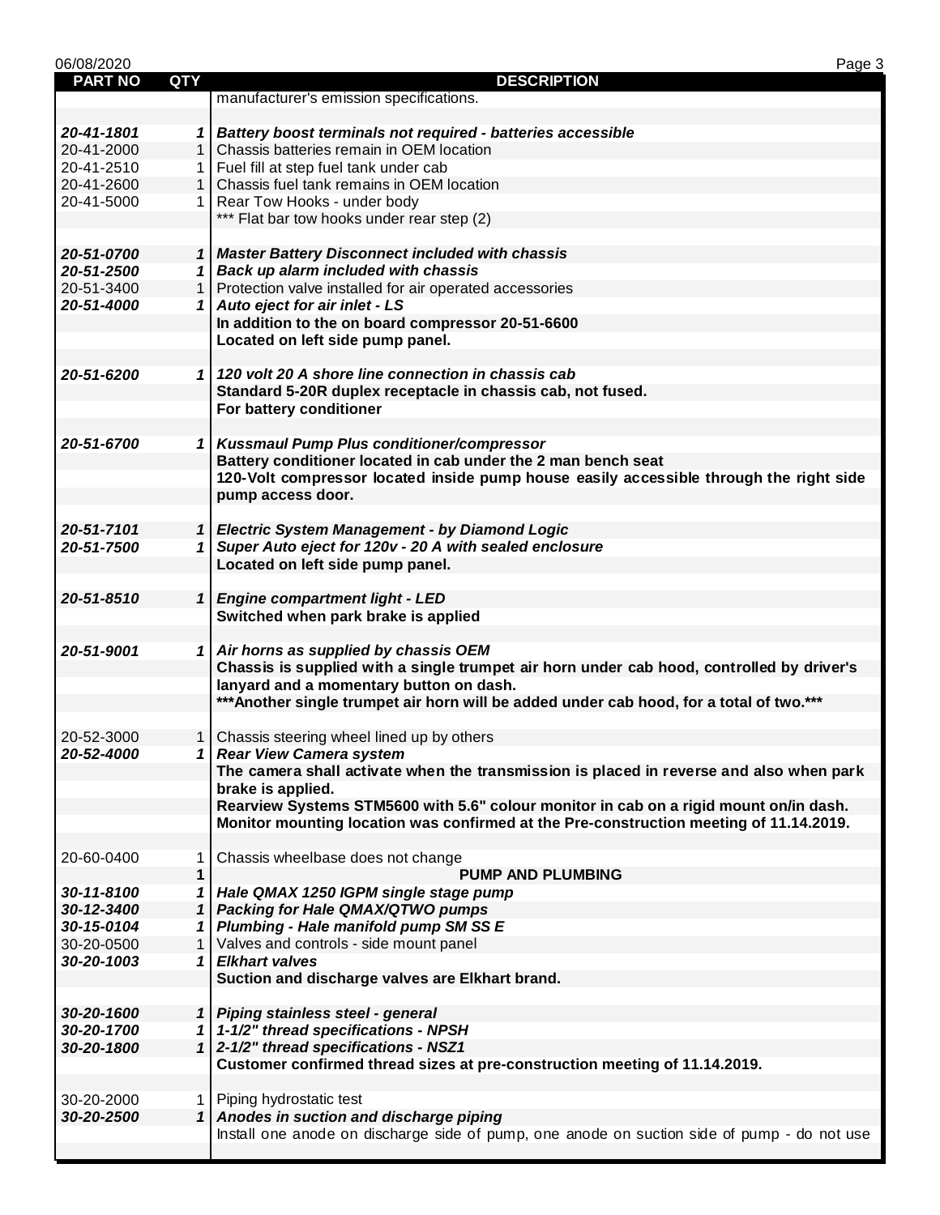| PART NO | QTY | DESCRIPTION |
|---|---|---|
| | | manufacturer's emission specifications. |
| | | |
| ***20-41-1801*** | ***1*** | ***Battery boost terminals not required - batteries accessible*** |
| 20-41-2000 | 1 | Chassis batteries remain in OEM location |
| 20-41-2510 | 1 | Fuel fill at step fuel tank under cab |
| 20-41-2600 | 1 | Chassis fuel tank remains in OEM location |
| 20-41-5000 | 1 | Rear Tow Hooks - under body |
| | | *** Flat bar tow hooks under rear step (2) |
| | | |
| ***20-51-0700*** | ***1*** | ***Master Battery Disconnect included with chassis*** |
| ***20-51-2500*** | ***1*** | ***Back up alarm included with chassis*** |
| 20-51-3400 | 1 | Protection valve installed for air operated accessories |
| ***20-51-4000*** | ***1*** | ***Auto eject for air inlet - LS*** |
| | | **In addition to the on board compressor 20-51-6600** |
| | | **Located on left side pump panel.** |
| | | |
| ***20-51-6200*** | ***1*** | ***120 volt 20 A shore line connection in chassis cab*** |
| | | **Standard 5-20R duplex receptacle in chassis cab, not fused.** |
| | | **For battery conditioner** |
| | | |
| ***20-51-6700*** | ***1*** | ***Kussmaul Pump Plus conditioner/compressor*** |
| | | **Battery conditioner located in cab under the 2 man bench seat** |
| | | **120-Volt compressor located inside pump house easily accessible through the right side pump access door.** |
| | | |
| ***20-51-7101*** | ***1*** | ***Electric System Management - by Diamond Logic*** |
| ***20-51-7500*** | ***1*** | ***Super Auto eject for 120v - 20 A with sealed enclosure*** |
| | | **Located on left side pump panel.** |
| | | |
| ***20-51-8510*** | ***1*** | ***Engine compartment light - LED*** |
| | | **Switched when park brake is applied** |
| | | |
| ***20-51-9001*** | ***1*** | ***Air horns as supplied by chassis OEM*** |
| | | **Chassis is supplied with a single trumpet air horn under cab hood, controlled by driver's lanyard and a momentary button on dash.** |
| | | **\*\*\*Another single trumpet air horn will be added under cab hood, for a total of two.\*\*\*** |
| | | |
| 20-52-3000 | 1 | Chassis steering wheel lined up by others |
| ***20-52-4000*** | ***1*** | ***Rear View Camera system*** |
| | | **The camera shall activate when the transmission is placed in reverse and also when park brake is applied.** |
| | | **Rearview Systems STM5600 with 5.6" colour monitor in cab on a rigid mount on/in dash.** |
| | | **Monitor mounting location was confirmed at the Pre-construction meeting of 11.14.2019.** |
| | | |
| 20-60-0400 | 1 | Chassis wheelbase does not change |
| | **1** | **PUMP AND PLUMBING** |
| ***30-11-8100*** | ***1*** | ***Hale QMAX 1250 IGPM single stage pump*** |
| ***30-12-3400*** | ***1*** | ***Packing for Hale QMAX/QTWO pumps*** |
| ***30-15-0104*** | ***1*** | ***Plumbing - Hale manifold pump SM SS E*** |
| 30-20-0500 | 1 | Valves and controls - side mount panel |
| ***30-20-1003*** | ***1*** | ***Elkhart valves*** |
| | | **Suction and discharge valves are Elkhart brand.** |
| | | |
| ***30-20-1600*** | ***1*** | ***Piping stainless steel - general*** |
| ***30-20-1700*** | ***1*** | ***1-1/2" thread specifications - NPSH*** |
| ***30-20-1800*** | ***1*** | ***2-1/2" thread specifications - NSZ1*** |
| | | **Customer confirmed thread sizes at pre-construction meeting of 11.14.2019.** |
| | | |
| 30-20-2000 | 1 | Piping hydrostatic test |
| ***30-20-2500*** | ***1*** | ***Anodes in suction and discharge piping*** |
| | | Install one anode on discharge side of pump, one anode on suction side of pump - do not use |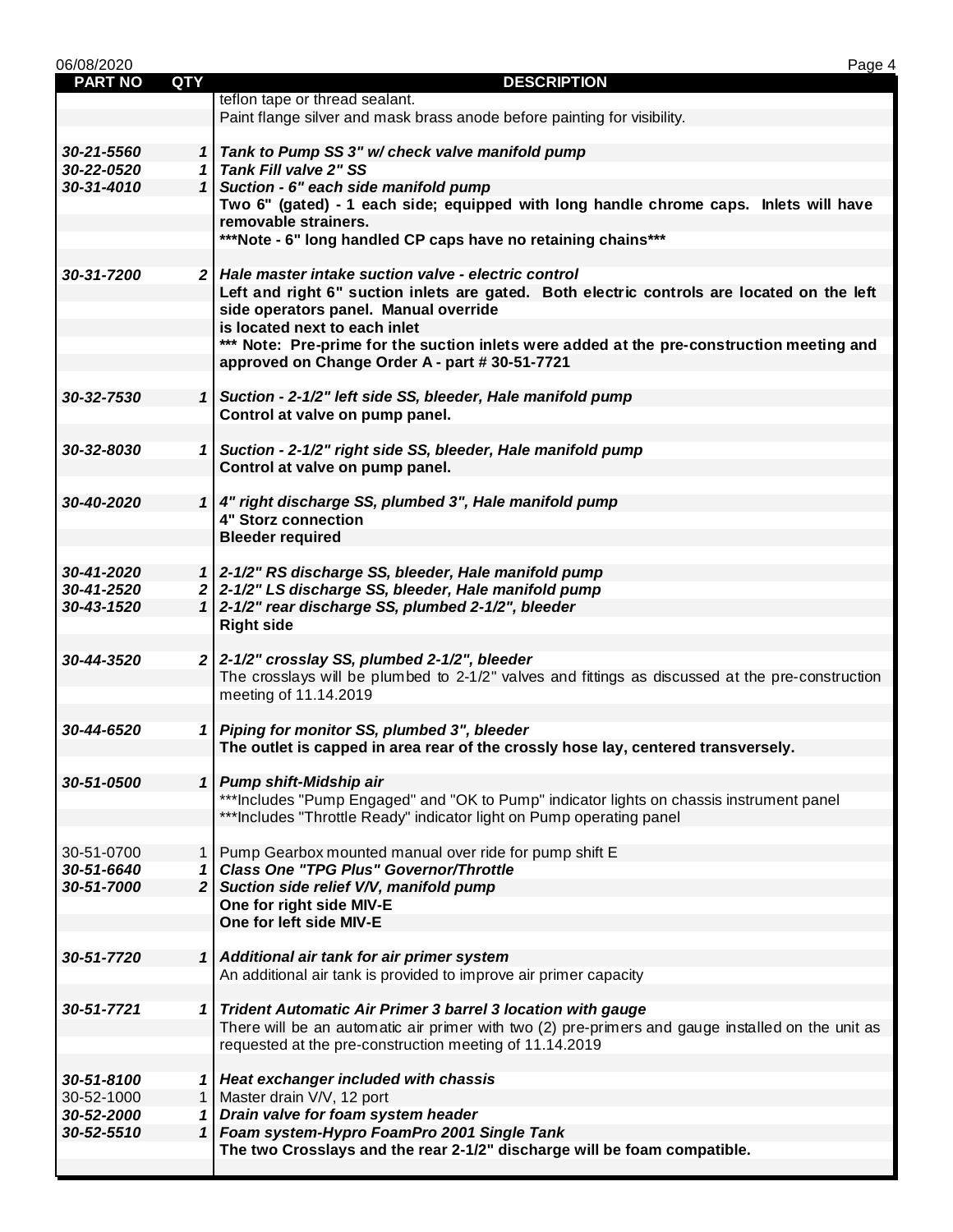| PART NO | QTY | DESCRIPTION |
|---|---|---|
| | | teflon tape or thread sealant. |
| | | Paint flange silver and mask brass anode before painting for visibility. |
| | | |
| ***30-21-5560*** | ***1*** | ***Tank to Pump SS 3" w/ check valve manifold pump*** |
| ***30-22-0520*** | ***1*** | ***Tank Fill valve 2" SS*** |
| ***30-31-4010*** | ***1*** | ***Suction - 6" each side manifold pump*** |
| | | **Two 6" (gated) - 1 each side; equipped with long handle chrome caps. Inlets will have removable strainers.** |
| | | **\*\*\*Note - 6" long handled CP caps have no retaining chains\*\*\*** |
| | | |
| ***30-31-7200*** | ***2*** | ***Hale master intake suction valve - electric control*** |
| | | **Left and right 6" suction inlets are gated. Both electric controls are located on the left side operators panel. Manual override is located next to each inlet** |
| | | **\*\*\* Note: Pre-prime for the suction inlets were added at the pre-construction meeting and approved on Change Order A - part # 30-51-7721** |
| | | |
| ***30-32-7530*** | ***1*** | ***Suction - 2-1/2" left side SS, bleeder, Hale manifold pump*** |
| | | **Control at valve on pump panel.** |
| | | |
| ***30-32-8030*** | ***1*** | ***Suction - 2-1/2" right side SS, bleeder, Hale manifold pump*** |
| | | **Control at valve on pump panel.** |
| | | |
| ***30-40-2020*** | ***1*** | ***4" right discharge SS, plumbed 3", Hale manifold pump*** |
| | | **4" Storz connection** |
| | | **Bleeder required** |
| | | |
| ***30-41-2020*** | ***1*** | ***2-1/2" RS discharge SS, bleeder, Hale manifold pump*** |
| ***30-41-2520*** | ***2*** | ***2-1/2" LS discharge SS, bleeder, Hale manifold pump*** |
| ***30-43-1520*** | ***1*** | ***2-1/2" rear discharge SS, plumbed 2-1/2", bleeder*** |
| | | **Right side** |
| | | |
| ***30-44-3520*** | ***2*** | ***2-1/2" crosslay SS, plumbed 2-1/2", bleeder*** |
| | | The crosslays will be plumbed to 2-1/2" valves and fittings as discussed at the pre-construction meeting of 11.14.2019 |
| | | |
| ***30-44-6520*** | ***1*** | ***Piping for monitor SS, plumbed 3", bleeder*** |
| | | **The outlet is capped in area rear of the crossly hose lay, centered transversely.** |
| | | |
| ***30-51-0500*** | ***1*** | ***Pump shift-Midship air*** |
| | | \*\*\*Includes "Pump Engaged" and "OK to Pump" indicator lights on chassis instrument panel |
| | | \*\*\*Includes "Throttle Ready" indicator light on Pump operating panel |
| | | |
| 30-51-0700 | 1 | Pump Gearbox mounted manual over ride for pump shift E |
| ***30-51-6640*** | ***1*** | ***Class One "TPG Plus" Governor/Throttle*** |
| ***30-51-7000*** | ***2*** | ***Suction side relief V/V, manifold pump*** |
| | | **One for right side MIV-E** |
| | | **One for left side MIV-E** |
| | | |
| ***30-51-7720*** | ***1*** | ***Additional air tank for air primer system*** |
| | | An additional air tank is provided to improve air primer capacity |
| | | |
| ***30-51-7721*** | ***1*** | ***Trident Automatic Air Primer 3 barrel 3 location with gauge*** |
| | | There will be an automatic air primer with two (2) pre-primers and gauge installed on the unit as requested at the pre-construction meeting of 11.14.2019 |
| | | |
| ***30-51-8100*** | ***1*** | ***Heat exchanger included with chassis*** |
| 30-52-1000 | 1 | Master drain V/V, 12 port |
| ***30-52-2000*** | ***1*** | ***Drain valve for foam system header*** |
| ***30-52-5510*** | ***1*** | ***Foam system-Hypro FoamPro 2001 Single Tank*** |
| | | **The two Crosslays and the rear 2-1/2" discharge will be foam compatible.** |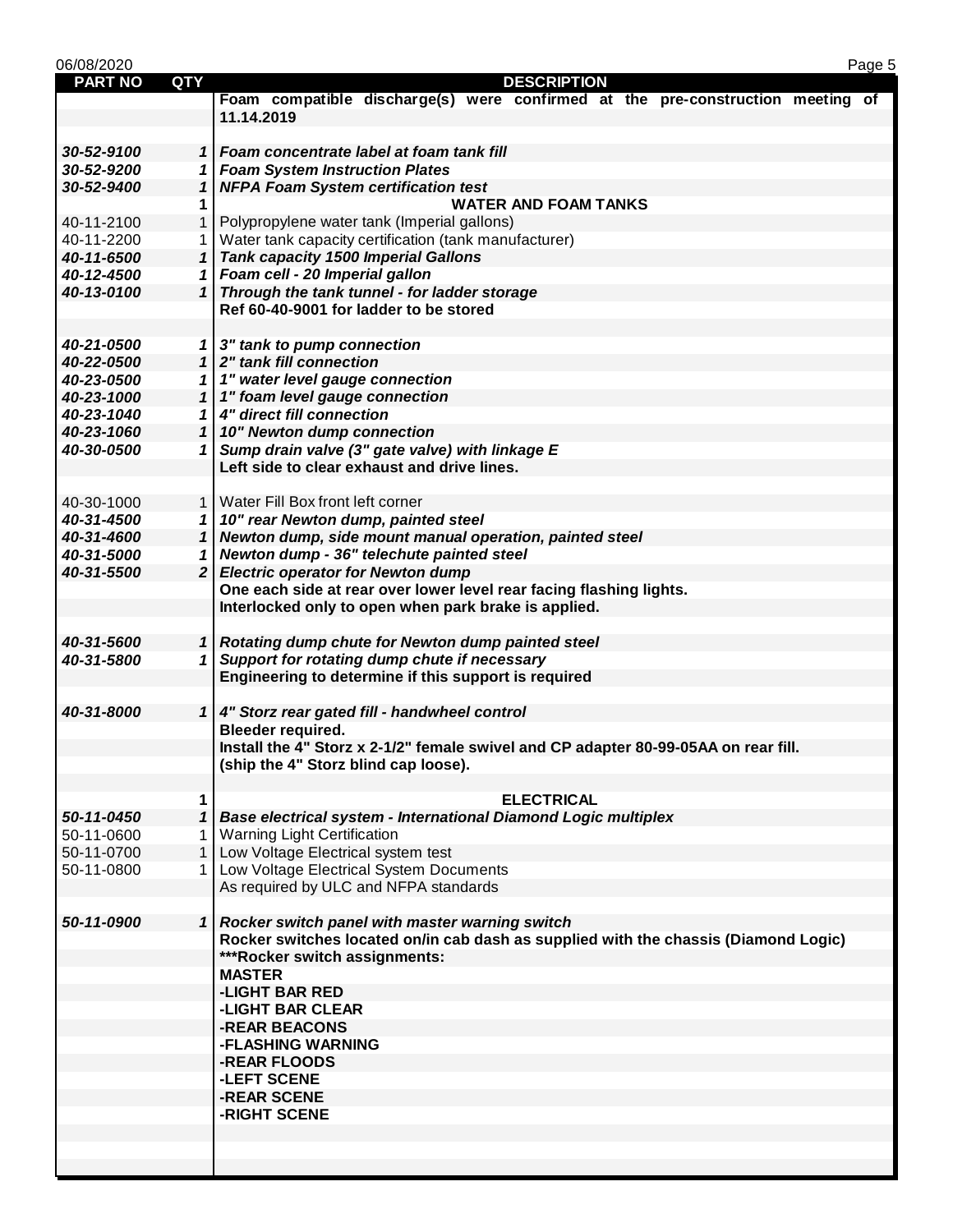| PART NO | QTY | DESCRIPTION |
|---|---|---|
| | | **Foam compatible discharge(s) were confirmed at the pre-construction meeting of 11.14.2019** |
| | | |
| ***30-52-9100*** | ***1*** | ***Foam concentrate label at foam tank fill*** |
| ***30-52-9200*** | ***1*** | ***Foam System Instruction Plates*** |
| ***30-52-9400*** | ***1*** | ***NFPA Foam System certification test*** |
| | **1** | **WATER AND FOAM TANKS** |
| 40-11-2100 | 1 | Polypropylene water tank (Imperial gallons) |
| 40-11-2200 | 1 | Water tank capacity certification (tank manufacturer) |
| ***40-11-6500*** | ***1*** | ***Tank capacity 1500 Imperial Gallons*** |
| ***40-12-4500*** | ***1*** | ***Foam cell - 20 Imperial gallon*** |
| ***40-13-0100*** | ***1*** | ***Through the tank tunnel - for ladder storage*** |
| | | **Ref 60-40-9001 for ladder to be stored** |
| | | |
| ***40-21-0500*** | ***1*** | ***3" tank to pump connection*** |
| ***40-22-0500*** | ***1*** | ***2" tank fill connection*** |
| ***40-23-0500*** | ***1*** | ***1" water level gauge connection*** |
| ***40-23-1000*** | ***1*** | ***1" foam level gauge connection*** |
| ***40-23-1040*** | ***1*** | ***4" direct fill connection*** |
| ***40-23-1060*** | ***1*** | ***10" Newton dump connection*** |
| ***40-30-0500*** | ***1*** | ***Sump drain valve (3" gate valve) with linkage E*** |
| | | **Left side to clear exhaust and drive lines.** |
| | | |
| 40-30-1000 | 1 | Water Fill Box front left corner |
| ***40-31-4500*** | ***1*** | ***10" rear Newton dump, painted steel*** |
| ***40-31-4600*** | ***1*** | ***Newton dump, side mount manual operation, painted steel*** |
| ***40-31-5000*** | ***1*** | ***Newton dump - 36" telechute painted steel*** |
| ***40-31-5500*** | ***2*** | ***Electric operator for Newton dump*** |
| | | **One each side at rear over lower level rear facing flashing lights.** |
| | | **Interlocked only to open when park brake is applied.** |
| | | |
| ***40-31-5600*** | ***1*** | ***Rotating dump chute for Newton dump painted steel*** |
| ***40-31-5800*** | ***1*** | ***Support for rotating dump chute if necessary*** |
| | | **Engineering to determine if this support is required** |
| | | |
| ***40-31-8000*** | ***1*** | ***4" Storz rear gated fill - handwheel control*** |
| | | **Bleeder required.** |
| | | **Install the 4" Storz x 2-1/2" female swivel and CP adapter 80-99-05AA on rear fill.** |
| | | **(ship the 4" Storz blind cap loose).** |
| | | |
| | **1** | **ELECTRICAL** |
| ***50-11-0450*** | ***1*** | ***Base electrical system - International Diamond Logic multiplex*** |
| 50-11-0600 | 1 | Warning Light Certification |
| 50-11-0700 | 1 | Low Voltage Electrical system test |
| 50-11-0800 | 1 | Low Voltage Electrical System Documents |
| | | As required by ULC and NFPA standards |
| | | |
| ***50-11-0900*** | ***1*** | ***Rocker switch panel with master warning switch*** |
| | | **Rocker switches located on/in cab dash as supplied with the chassis (Diamond Logic)** |
| | | **\*\*\*Rocker switch assignments:** |
| | | **MASTER** |
| | | **-LIGHT BAR RED** |
| | | **-LIGHT BAR CLEAR** |
| | | **-REAR BEACONS** |
| | | **-FLASHING WARNING** |
| | | **-REAR FLOODS** |
| | | **-LEFT SCENE** |
| | | **-REAR SCENE** |
| | | **-RIGHT SCENE** |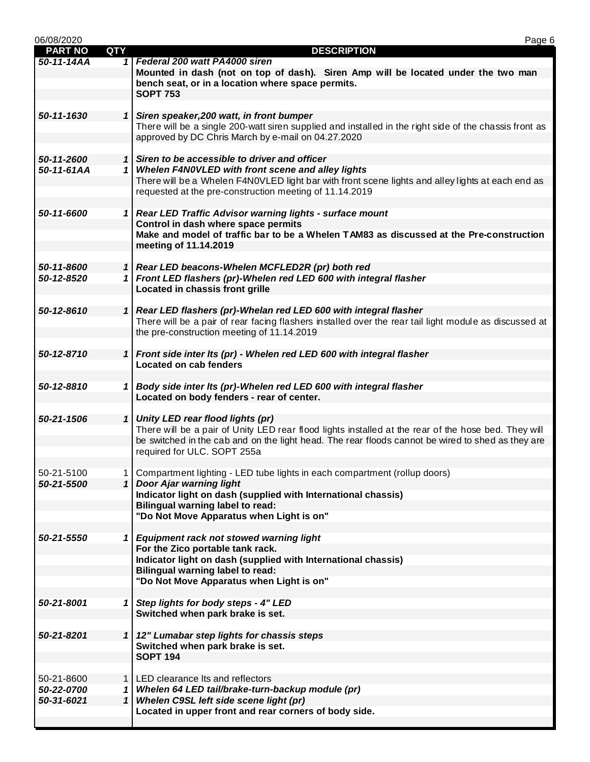| PART NO | QTY | DESCRIPTION |
|---|---|---|
| ***50-11-14AA*** | ***1*** | ***Federal 200 watt PA4000 siren*** |
| | | **Mounted in dash (not on top of dash). Siren Amp will be located under the two man bench seat, or in a location where space permits.** |
| | | **SOPT 753** |
| | | |
| ***50-11-1630*** | ***1*** | ***Siren speaker,200 watt, in front bumper*** |
| | | There will be a single 200-watt siren supplied and installed in the right side of the chassis front as approved by DC Chris March by e-mail on 04.27.2020 |
| | | |
| ***50-11-2600*** | ***1*** | ***Siren to be accessible to driver and officer*** |
| ***50-11-61AA*** | ***1*** | ***Whelen F4N0VLED with front scene and alley lights*** |
| | | There will be a Whelen F4N0VLED light bar with front scene lights and alley lights at each end as requested at the pre-construction meeting of 11.14.2019 |
| | | |
| ***50-11-6600*** | ***1*** | ***Rear LED Traffic Advisor warning lights - surface mount*** |
| | | **Control in dash where space permits** |
| | | **Make and model of traffic bar to be a Whelen TAM83 as discussed at the Pre-construction meeting of 11.14.2019** |
| | | |
| ***50-11-8600*** | ***1*** | ***Rear LED beacons-Whelen MCFLED2R (pr) both red*** |
| ***50-12-8520*** | ***1*** | ***Front LED flashers (pr)-Whelen red LED 600 with integral flasher*** |
| | | **Located in chassis front grille** |
| | | |
| ***50-12-8610*** | ***1*** | ***Rear LED flashers (pr)-Whelan red LED 600 with integral flasher*** |
| | | There will be a pair of rear facing flashers installed over the rear tail light module as discussed at the pre-construction meeting of 11.14.2019 |
| | | |
| ***50-12-8710*** | ***1*** | ***Front side inter lts (pr) - Whelen red LED 600 with integral flasher*** |
| | | **Located on cab fenders** |
| | | |
| ***50-12-8810*** | ***1*** | ***Body side inter lts (pr)-Whelen red LED 600 with integral flasher*** |
| | | **Located on body fenders - rear of center.** |
| | | |
| ***50-21-1506*** | ***1*** | ***Unity LED rear flood lights (pr)*** |
| | | There will be a pair of Unity LED rear flood lights installed at the rear of the hose bed. They will be switched in the cab and on the light head. The rear floods cannot be wired to shed as they are required for ULC. SOPT 255a |
| | | |
| 50-21-5100 | 1 | Compartment lighting - LED tube lights in each compartment (rollup doors) |
| ***50-21-5500*** | ***1*** | ***Door Ajar warning light*** |
| | | **Indicator light on dash (supplied with International chassis)** |
| | | **Bilingual warning label to read:** |
| | | **"Do Not Move Apparatus when Light is on"** |
| | | |
| ***50-21-5550*** | ***1*** | ***Equipment rack not stowed warning light*** |
| | | **For the Zico portable tank rack.** |
| | | **Indicator light on dash (supplied with International chassis)** |
| | | **Bilingual warning label to read:** |
| | | **"Do Not Move Apparatus when Light is on"** |
| | | |
| ***50-21-8001*** | ***1*** | ***Step lights for body steps - 4" LED*** |
| | | **Switched when park brake is set.** |
| | | |
| ***50-21-8201*** | ***1*** | ***12" Lumabar step lights for chassis steps*** |
| | | **Switched when park brake is set.** |
| | | **SOPT 194** |
| | | |
| 50-21-8600 | 1 | LED clearance lts and reflectors |
| ***50-22-0700*** | ***1*** | ***Whelen 64 LED tail/brake-turn-backup module (pr)*** |
| ***50-31-6021*** | ***1*** | ***Whelen C9SL left side scene light (pr)*** |
| | | **Located in upper front and rear corners of body side.** |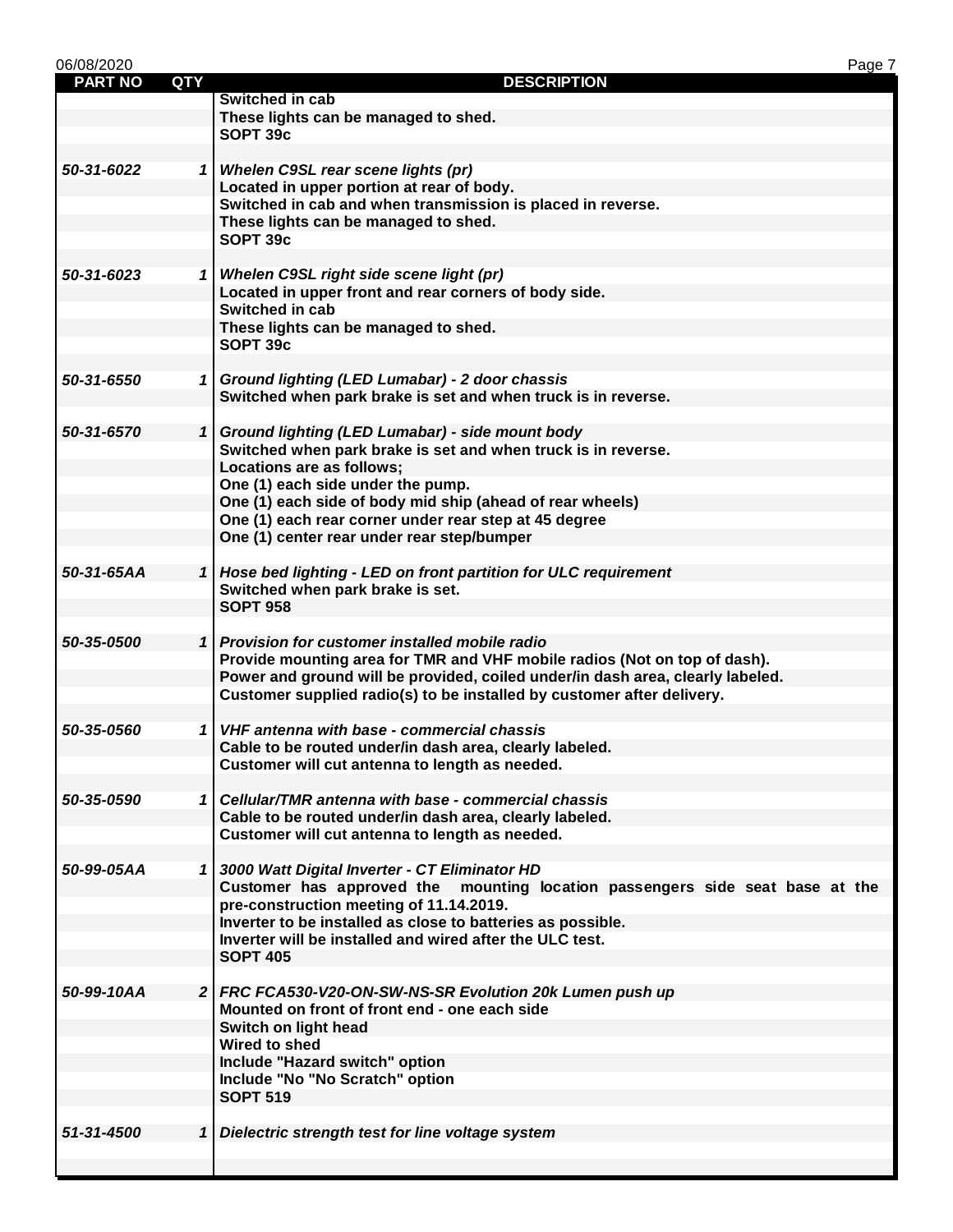| PART NO | QTY | DESCRIPTION |
|---|---|---|
| | | Switched in cab |
| | | These lights can be managed to shed. |
| | | SOPT 39c |
| | | |
| *50-31-6022* | *1* | *Whelen C9SL rear scene lights (pr)* |
| | | Located in upper portion at rear of body. |
| | | Switched in cab and when transmission is placed in reverse. |
| | | These lights can be managed to shed. |
| | | SOPT 39c |
| | | |
| *50-31-6023* | *1* | *Whelen C9SL right side scene light (pr)* |
| | | Located in upper front and rear corners of body side. |
| | | Switched in cab |
| | | These lights can be managed to shed. |
| | | SOPT 39c |
| | | |
| *50-31-6550* | *1* | *Ground lighting (LED Lumabar) - 2 door chassis* |
| | | Switched when park brake is set and when truck is in reverse. |
| | | |
| *50-31-6570* | *1* | *Ground lighting (LED Lumabar) - side mount body* |
| | | Switched when park brake is set and when truck is in reverse. |
| | | Locations are as follows; |
| | | One (1) each side under the pump. |
| | | One (1) each side of body mid ship (ahead of rear wheels) |
| | | One (1) each rear corner under rear step at 45 degree |
| | | One (1) center rear under rear step/bumper |
| | | |
| *50-31-65AA* | *1* | *Hose bed lighting - LED on front partition for ULC requirement* |
| | | Switched when park brake is set. |
| | | SOPT 958 |
| | | |
| *50-35-0500* | *1* | *Provision for customer installed mobile radio* |
| | | Provide mounting area for TMR and VHF mobile radios (Not on top of dash). |
| | | Power and ground will be provided, coiled under/in dash area, clearly labeled. |
| | | Customer supplied radio(s) to be installed by customer after delivery. |
| | | |
| *50-35-0560* | *1* | *VHF antenna with base - commercial chassis* |
| | | Cable to be routed under/in dash area, clearly labeled. |
| | | Customer will cut antenna to length as needed. |
| | | |
| *50-35-0590* | *1* | *Cellular/TMR antenna with base - commercial chassis* |
| | | Cable to be routed under/in dash area, clearly labeled. |
| | | Customer will cut antenna to length as needed. |
| | | |
| *50-99-05AA* | *1* | *3000 Watt Digital Inverter - CT Eliminator HD* |
| | | Customer has approved the mounting location passengers side seat base at the pre-construction meeting of 11.14.2019. |
| | | Inverter to be installed as close to batteries as possible. |
| | | Inverter will be installed and wired after the ULC test. |
| | | SOPT 405 |
| | | |
| *50-99-10AA* | *2* | *FRC FCA530-V20-ON-SW-NS-SR Evolution 20k Lumen push up* |
| | | Mounted on front of front end - one each side |
| | | Switch on light head |
| | | Wired to shed |
| | | Include "Hazard switch" option |
| | | Include "No "No Scratch" option |
| | | SOPT 519 |
| | | |
| *51-31-4500* | *1* | *Dielectric strength test for line voltage system* |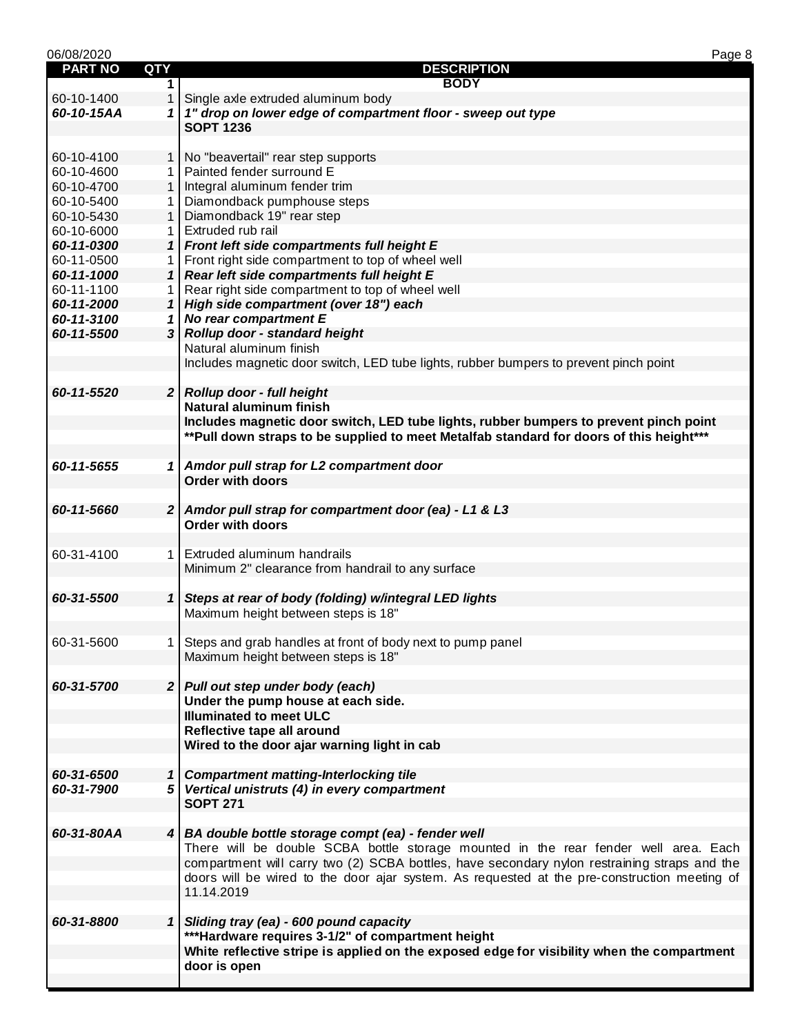| PART NO | QTY | DESCRIPTION |
|---|---|---|
| | 1 | **BODY** |
| 60-10-1400 | 1 | Single axle extruded aluminum body |
| ***60-10-15AA*** | ***1*** | ***1" drop on lower edge of compartment floor - sweep out type*** |
| | | **SOPT 1236** |
| | | |
| 60-10-4100 | 1 | No "beavertail" rear step supports |
| 60-10-4600 | 1 | Painted fender surround E |
| 60-10-4700 | 1 | Integral aluminum fender trim |
| 60-10-5400 | 1 | Diamondback pumphouse steps |
| 60-10-5430 | 1 | Diamondback 19" rear step |
| 60-10-6000 | 1 | Extruded rub rail |
| ***60-11-0300*** | ***1*** | ***Front left side compartments full height E*** |
| 60-11-0500 | 1 | Front right side compartment to top of wheel well |
| ***60-11-1000*** | ***1*** | ***Rear left side compartments full height E*** |
| 60-11-1100 | 1 | Rear right side compartment to top of wheel well |
| ***60-11-2000*** | ***1*** | ***High side compartment (over 18") each*** |
| ***60-11-3100*** | ***1*** | ***No rear compartment E*** |
| ***60-11-5500*** | ***3*** | ***Rollup door - standard height*** |
| | | Natural aluminum finish |
| | | Includes magnetic door switch, LED tube lights, rubber bumpers to prevent pinch point |
| | | |
| ***60-11-5520*** | ***2*** | ***Rollup door - full height*** |
| | | **Natural aluminum finish** |
| | | **Includes magnetic door switch, LED tube lights, rubber bumpers to prevent pinch point** |
| | | **\*\*Pull down straps to be supplied to meet Metalfab standard for doors of this height\*\*\*** |
| | | |
| ***60-11-5655*** | ***1*** | ***Amdor pull strap for L2 compartment door*** |
| | | **Order with doors** |
| | | |
| ***60-11-5660*** | ***2*** | ***Amdor pull strap for compartment door (ea) - L1 & L3*** |
| | | **Order with doors** |
| | | |
| 60-31-4100 | 1 | Extruded aluminum handrails |
| | | Minimum 2" clearance from handrail to any surface |
| | | |
| ***60-31-5500*** | ***1*** | ***Steps at rear of body (folding) w/integral LED lights*** |
| | | Maximum height between steps is 18" |
| | | |
| 60-31-5600 | 1 | Steps and grab handles at front of body next to pump panel |
| | | Maximum height between steps is 18" |
| | | |
| ***60-31-5700*** | ***2*** | ***Pull out step under body (each)*** |
| | | **Under the pump house at each side.** |
| | | **Illuminated to meet ULC** |
| | | **Reflective tape all around** |
| | | **Wired to the door ajar warning light in cab** |
| | | |
| ***60-31-6500*** | ***1*** | ***Compartment matting-Interlocking tile*** |
| ***60-31-7900*** | ***5*** | ***Vertical unistruts (4) in every compartment*** |
| | | **SOPT 271** |
| | | |
| ***60-31-80AA*** | ***4*** | ***BA double bottle storage compt (ea) - fender well*** |
| | | There will be double SCBA bottle storage mounted in the rear fender well area. Each compartment will carry two (2) SCBA bottles, have secondary nylon restraining straps and the doors will be wired to the door ajar system. As requested at the pre-construction meeting of 11.14.2019 |
| | | |
| ***60-31-8800*** | ***1*** | ***Sliding tray (ea) - 600 pound capacity*** |
| | | **\*\*\*Hardware requires 3-1/2" of compartment height** |
| | | **White reflective stripe is applied on the exposed edge for visibility when the compartment door is open** |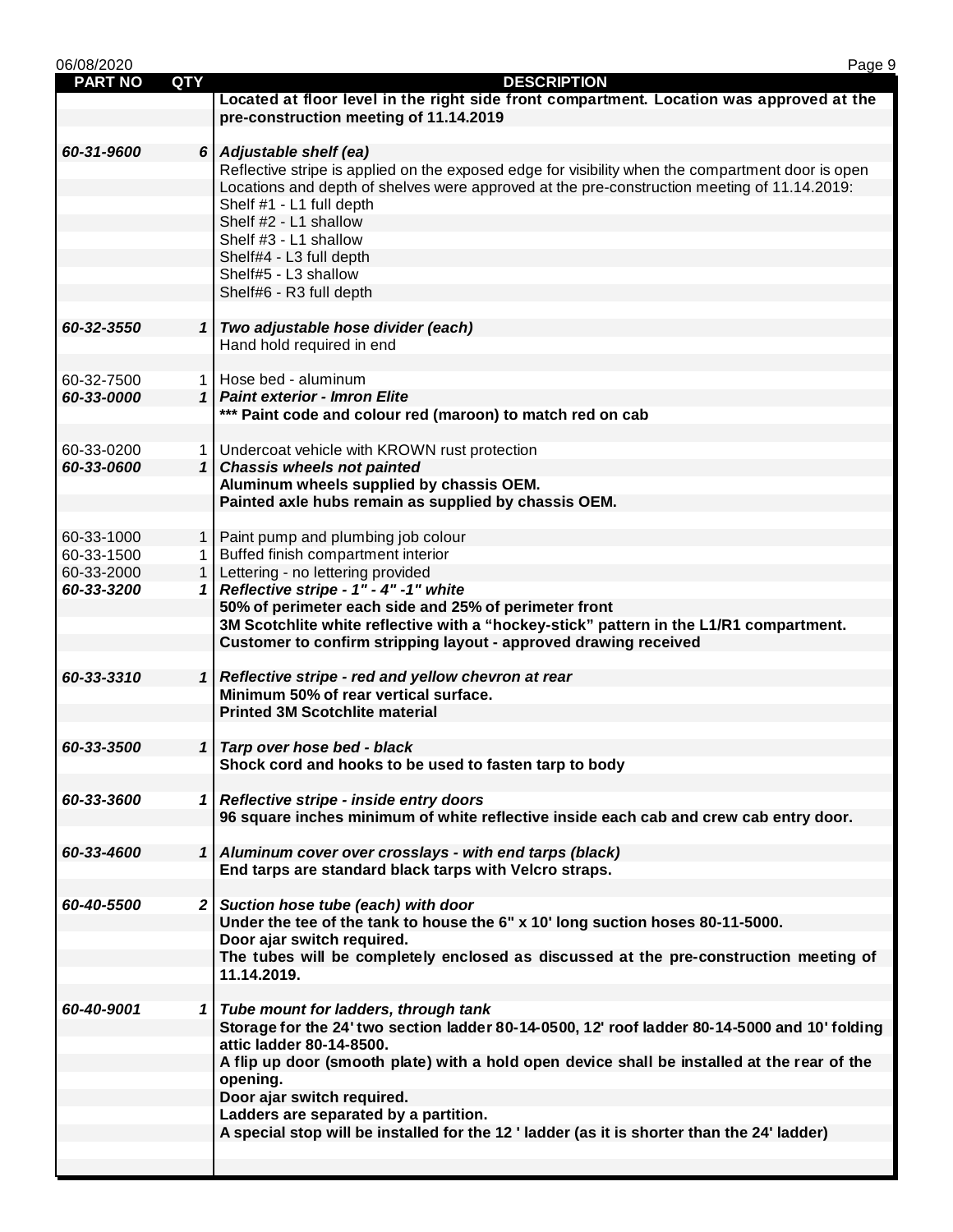| PART NO | QTY | DESCRIPTION |
|---|---|---|
| | | **Located at floor level in the right side front compartment. Location was approved at the pre-construction meeting of 11.14.2019** |
| | | |
| ***60-31-9600*** | ***6*** | ***Adjustable shelf (ea)*** |
| | | Reflective stripe is applied on the exposed edge for visibility when the compartment door is open |
| | | Locations and depth of shelves were approved at the pre-construction meeting of 11.14.2019: |
| | | Shelf #1 - L1 full depth |
| | | Shelf #2 - L1 shallow |
| | | Shelf #3 - L1 shallow |
| | | Shelf#4 - L3 full depth |
| | | Shelf#5 - L3 shallow |
| | | Shelf#6 - R3 full depth |
| | | |
| ***60-32-3550*** | ***1*** | ***Two adjustable hose divider (each)*** |
| | | Hand hold required in end |
| | | |
| 60-32-7500 | 1 | Hose bed - aluminum |
| ***60-33-0000*** | ***1*** | ***Paint exterior - Imron Elite*** |
| | | **\*\*\* Paint code and colour red (maroon) to match red on cab** |
| | | |
| 60-33-0200 | 1 | Undercoat vehicle with KROWN rust protection |
| ***60-33-0600*** | ***1*** | ***Chassis wheels not painted*** |
| | | **Aluminum wheels supplied by chassis OEM.** |
| | | **Painted axle hubs remain as supplied by chassis OEM.** |
| | | |
| 60-33-1000 | 1 | Paint pump and plumbing job colour |
| 60-33-1500 | 1 | Buffed finish compartment interior |
| 60-33-2000 | 1 | Lettering - no lettering provided |
| ***60-33-3200*** | ***1*** | ***Reflective stripe - 1" - 4" -1" white*** |
| | | **50% of perimeter each side and 25% of perimeter front** |
| | | **3M Scotchlite white reflective with a "hockey-stick" pattern in the L1/R1 compartment.** |
| | | **Customer to confirm stripping layout - approved drawing received** |
| | | |
| ***60-33-3310*** | ***1*** | ***Reflective stripe - red and yellow chevron at rear*** |
| | | **Minimum 50% of rear vertical surface.** |
| | | **Printed 3M Scotchlite material** |
| | | |
| ***60-33-3500*** | ***1*** | ***Tarp over hose bed - black*** |
| | | **Shock cord and hooks to be used to fasten tarp to body** |
| | | |
| ***60-33-3600*** | ***1*** | ***Reflective stripe - inside entry doors*** |
| | | **96 square inches minimum of white reflective inside each cab and crew cab entry door.** |
| | | |
| ***60-33-4600*** | ***1*** | ***Aluminum cover over crosslays - with end tarps (black)*** |
| | | **End tarps are standard black tarps with Velcro straps.** |
| | | |
| ***60-40-5500*** | ***2*** | ***Suction hose tube (each) with door*** |
| | | **Under the tee of the tank to house the 6" x 10' long suction hoses 80-11-5000.** |
| | | **Door ajar switch required.** |
| | | **The tubes will be completely enclosed as discussed at the pre-construction meeting of 11.14.2019.** |
| | | |
| ***60-40-9001*** | ***1*** | ***Tube mount for ladders, through tank*** |
| | | **Storage for the 24' two section ladder 80-14-0500, 12' roof ladder 80-14-5000 and 10' folding attic ladder 80-14-8500.** |
| | | **A flip up door (smooth plate) with a hold open device shall be installed at the rear of the opening.** |
| | | **Door ajar switch required.** |
| | | **Ladders are separated by a partition.** |
| | | **A special stop will be installed for the 12 ' ladder (as it is shorter than the 24' ladder)** |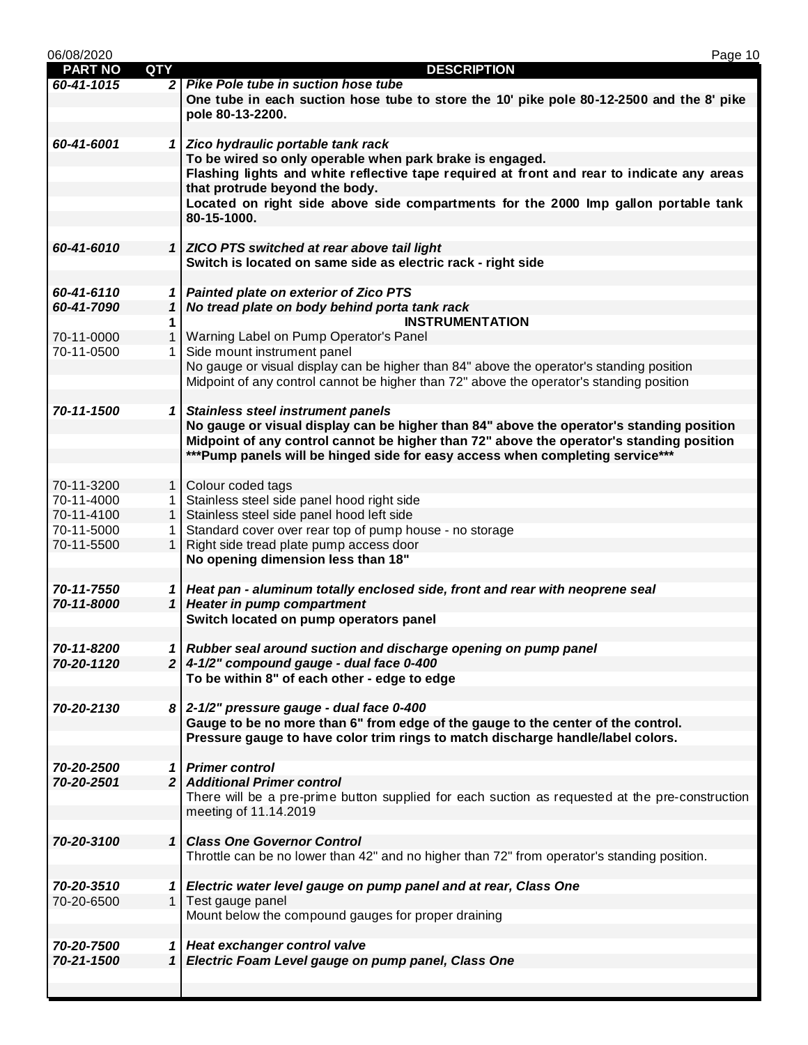| PART NO | QTY | DESCRIPTION |
|---|---|---|
| ***60-41-1015*** | ***2*** | ***Pike Pole tube in suction hose tube*** |
| | | **One tube in each suction hose tube to store the 10' pike pole 80-12-2500 and the 8' pike pole 80-13-2200.** |
| | | |
| ***60-41-6001*** | ***1*** | ***Zico hydraulic portable tank rack*** |
| | | **To be wired so only operable when park brake is engaged.** |
| | | **Flashing lights and white reflective tape required at front and rear to indicate any areas that protrude beyond the body.** |
| | | **Located on right side above side compartments for the 2000 Imp gallon portable tank 80-15-1000.** |
| | | |
| ***60-41-6010*** | ***1*** | ***ZICO PTS switched at rear above tail light*** |
| | | **Switch is located on same side as electric rack - right side** |
| | | |
| ***60-41-6110*** | ***1*** | ***Painted plate on exterior of Zico PTS*** |
| ***60-41-7090*** | ***1*** | ***No tread plate on body behind porta tank rack*** |
| | **1** | **INSTRUMENTATION** |
| 70-11-0000 | 1 | Warning Label on Pump Operator's Panel |
| 70-11-0500 | 1 | Side mount instrument panel |
| | | No gauge or visual display can be higher than 84" above the operator's standing position |
| | | Midpoint of any control cannot be higher than 72" above the operator's standing position |
| | | |
| ***70-11-1500*** | ***1*** | ***Stainless steel instrument panels*** |
| | | **No gauge or visual display can be higher than 84" above the operator's standing position** |
| | | **Midpoint of any control cannot be higher than 72" above the operator's standing position** |
| | | **\*\*\*Pump panels will be hinged side for easy access when completing service\*\*\*** |
| | | |
| 70-11-3200 | 1 | Colour coded tags |
| 70-11-4000 | 1 | Stainless steel side panel hood right side |
| 70-11-4100 | 1 | Stainless steel side panel hood left side |
| 70-11-5000 | 1 | Standard cover over rear top of pump house - no storage |
| 70-11-5500 | 1 | Right side tread plate pump access door |
| | | **No opening dimension less than 18"** |
| | | |
| ***70-11-7550*** | ***1*** | ***Heat pan - aluminum totally enclosed side, front and rear with neoprene seal*** |
| ***70-11-8000*** | ***1*** | ***Heater in pump compartment*** |
| | | **Switch located on pump operators panel** |
| | | |
| ***70-11-8200*** | ***1*** | ***Rubber seal around suction and discharge opening on pump panel*** |
| ***70-20-1120*** | ***2*** | ***4-1/2" compound gauge - dual face 0-400*** |
| | | **To be within 8" of each other - edge to edge** |
| | | |
| ***70-20-2130*** | ***8*** | ***2-1/2" pressure gauge - dual face 0-400*** |
| | | **Gauge to be no more than 6" from edge of the gauge to the center of the control.** |
| | | **Pressure gauge to have color trim rings to match discharge handle/label colors.** |
| | | |
| ***70-20-2500*** | ***1*** | ***Primer control*** |
| ***70-20-2501*** | ***2*** | ***Additional Primer control*** |
| | | There will be a pre-prime button supplied for each suction as requested at the pre-construction meeting of 11.14.2019 |
| | | |
| ***70-20-3100*** | ***1*** | ***Class One Governor Control*** |
| | | Throttle can be no lower than 42" and no higher than 72" from operator's standing position. |
| | | |
| ***70-20-3510*** | ***1*** | ***Electric water level gauge on pump panel and at rear, Class One*** |
| 70-20-6500 | 1 | Test gauge panel |
| | | Mount below the compound gauges for proper draining |
| | | |
| ***70-20-7500*** | ***1*** | ***Heat exchanger control valve*** |
| ***70-21-1500*** | ***1*** | ***Electric Foam Level gauge on pump panel, Class One*** |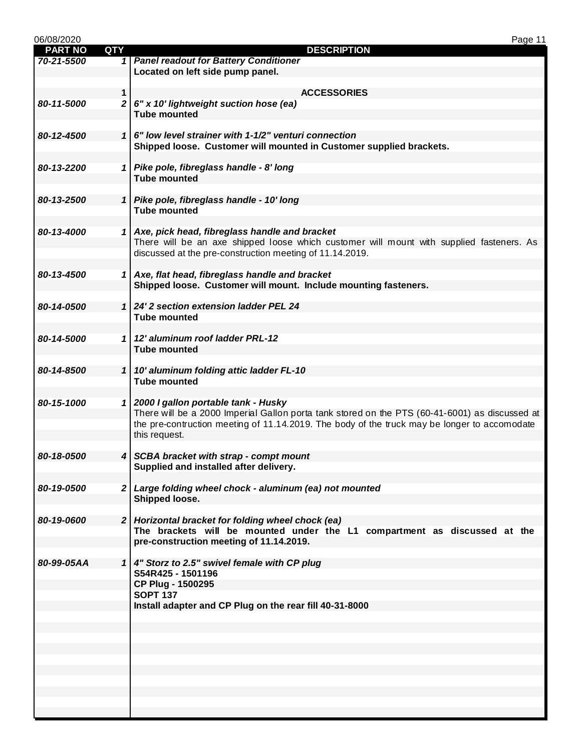| PART NO | QTY | DESCRIPTION |
|---|---|---|
| *70-21-5500* | *1* | ***Panel readout for Battery Conditioner*** |
| | | **Located on left side pump panel.** |
| | | |
| | 1 | **ACCESSORIES** |
| *80-11-5000* | *2* | ***6" x 10' lightweight suction hose (ea)*** |
| | | **Tube mounted** |
| | | |
| *80-12-4500* | *1* | ***6" low level strainer with 1-1/2" venturi connection*** |
| | | **Shipped loose. Customer will mounted in Customer supplied brackets.** |
| | | |
| *80-13-2200* | *1* | ***Pike pole, fibreglass handle - 8' long*** |
| | | **Tube mounted** |
| | | |
| *80-13-2500* | *1* | ***Pike pole, fibreglass handle - 10' long*** |
| | | **Tube mounted** |
| | | |
| *80-13-4000* | *1* | ***Axe, pick head, fibreglass handle and bracket*** |
| | | There will be an axe shipped loose which customer will mount with supplied fasteners. As discussed at the pre-construction meeting of 11.14.2019. |
| | | |
| *80-13-4500* | *1* | ***Axe, flat head, fibreglass handle and bracket*** |
| | | **Shipped loose. Customer will mount. Include mounting fasteners.** |
| | | |
| *80-14-0500* | *1* | ***24' 2 section extension ladder PEL 24*** |
| | | **Tube mounted** |
| | | |
| *80-14-5000* | *1* | ***12' aluminum roof ladder PRL-12*** |
| | | **Tube mounted** |
| | | |
| *80-14-8500* | *1* | ***10' aluminum folding attic ladder FL-10*** |
| | | **Tube mounted** |
| | | |
| *80-15-1000* | *1* | ***2000 I gallon portable tank - Husky*** |
| | | There will be a 2000 Imperial Gallon porta tank stored on the PTS (60-41-6001) as discussed at the pre-contruction meeting of 11.14.2019. The body of the truck may be longer to accomodate this request. |
| | | |
| *80-18-0500* | *4* | ***SCBA bracket with strap - compt mount*** |
| | | **Supplied and installed after delivery.** |
| | | |
| *80-19-0500* | *2* | ***Large folding wheel chock - aluminum (ea) not mounted*** |
| | | **Shipped loose.** |
| | | |
| *80-19-0600* | *2* | ***Horizontal bracket for folding wheel chock (ea)*** |
| | | **The brackets will be mounted under the L1 compartment as discussed at the pre-construction meeting of 11.14.2019.** |
| | | |
| *80-99-05AA* | *1* | ***4" Storz to 2.5" swivel female with CP plug*** |
| | | **S54R425 - 1501196** |
| | | **CP Plug - 1500295** |
| | | **SOPT 137** |
| | | **Install adapter and CP Plug on the rear fill 40-31-8000** |